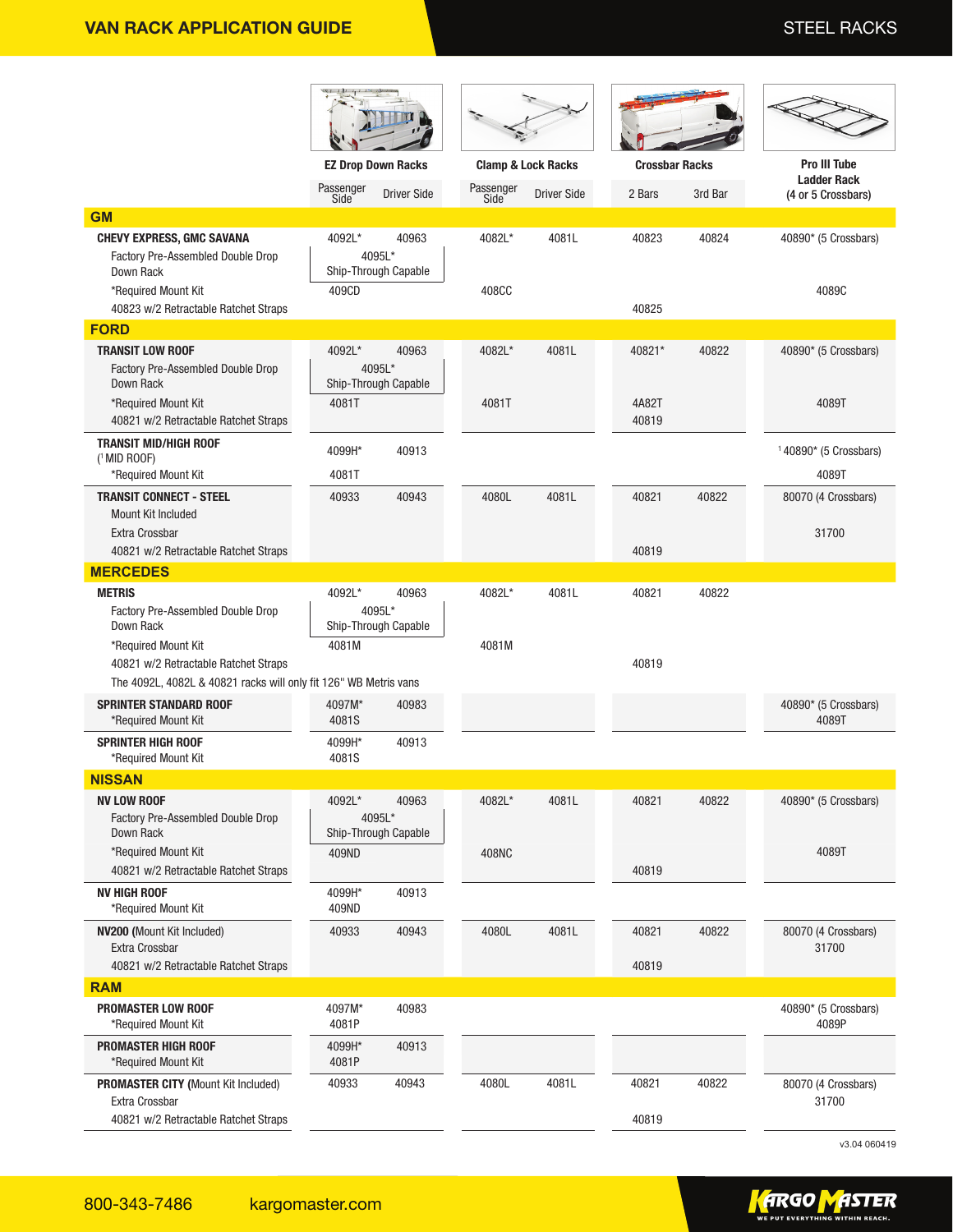# VAN RACK APPLICATION GUIDE

## STEEL RACKS

| | EZ Drop Down Racks | | Clamp & Lock Racks | | Crossbar Racks | | Pro III Tube Ladder Rack (4 or 5 Crossbars) |
|---|---|---|---|---|---|---|---|
| | Passenger Side | Driver Side | Passenger Side | Driver Side | 2 Bars | 3rd Bar | |
| **GM** | | | | | | | |
| **CHEVY EXPRESS, GMC SAVANA** | 4092L* | 40963 | 4082L* | 4081L | 40823 | 40824 | 40890* (5 Crossbars) |
| Factory Pre-Assembled Double Drop Down Rack | 4095L* Ship-Through Capable | | | | | | |
| *Required Mount Kit | 409CD | | 408CC | | | | 4089C |
| 40823 w/2 Retractable Ratchet Straps | | | | | 40825 | | |
| **FORD** | | | | | | | |
| **TRANSIT LOW ROOF** | 4092L* | 40963 | 4082L* | 4081L | 40821* | 40822 | 40890* (5 Crossbars) |
| Factory Pre-Assembled Double Drop Down Rack | 4095L* Ship-Through Capable | | | | | | |
| *Required Mount Kit | 4081T | | 4081T | | 4A82T | | 4089T |
| 40821 w/2 Retractable Ratchet Straps | | | | | 40819 | | |
| **TRANSIT MID/HIGH ROOF** ([1] MID ROOF) | 4099H* | 40913 | | | | | [1] 40890* (5 Crossbars) |
| *Required Mount Kit | 4081T | | | | | | 4089T |
| **TRANSIT CONNECT - STEEL** | 40933 | 40943 | 4080L | 4081L | 40821 | 40822 | 80070 (4 Crossbars) |
| Mount Kit Included | | | | | | | |
| Extra Crossbar | | | | | | | 31700 |
| 40821 w/2 Retractable Ratchet Straps | | | | | 40819 | | |
| **MERCEDES** | | | | | | | |
| **METRIS** | 4092L* | 40963 | 4082L* | 4081L | 40821 | 40822 | |
| Factory Pre-Assembled Double Drop Down Rack | 4095L* Ship-Through Capable | | | | | | |
| *Required Mount Kit | 4081M | | 4081M | | | | |
| 40821 w/2 Retractable Ratchet Straps | | | | | 40819 | | |
| The 4092L, 4082L & 40821 racks will only fit 126" WB Metris vans | | | | | | | |
| **SPRINTER STANDARD ROOF** | 4097M* | 40983 | | | | | 40890* (5 Crossbars) |
| *Required Mount Kit | 4081S | | | | | | 4089T |
| **SPRINTER HIGH ROOF** | 4099H* | 40913 | | | | | |
| *Required Mount Kit | 4081S | | | | | | |
| **NISSAN** | | | | | | | |
| **NV LOW ROOF** | 4092L* | 40963 | 4082L* | 4081L | 40821 | 40822 | 40890* (5 Crossbars) |
| Factory Pre-Assembled Double Drop Down Rack | 4095L* Ship-Through Capable | | | | | | |
| *Required Mount Kit | 409ND | | 408NC | | | | 4089T |
| 40821 w/2 Retractable Ratchet Straps | | | | | 40819 | | |
| **NV HIGH ROOF** | 4099H* | 40913 | | | | | |
| *Required Mount Kit | 409ND | | | | | | |
| **NV200** (Mount Kit Included) | 40933 | 40943 | 4080L | 4081L | 40821 | 40822 | 80070 (4 Crossbars) |
| Extra Crossbar | | | | | | | 31700 |
| 40821 w/2 Retractable Ratchet Straps | | | | | 40819 | | |
| **RAM** | | | | | | | |
| **PROMASTER LOW ROOF** | 4097M* | 40983 | | | | | 40890* (5 Crossbars) |
| *Required Mount Kit | 4081P | | | | | | 4089P |
| **PROMASTER HIGH ROOF** | 4099H* | 40913 | | | | | |
| *Required Mount Kit | 4081P | | | | | | |
| **PROMASTER CITY** (Mount Kit Included) | 40933 | 40943 | 4080L | 4081L | 40821 | 40822 | 80070 (4 Crossbars) |
| Extra Crossbar | | | | | | | 31700 |
| 40821 w/2 Retractable Ratchet Straps | | | | | 40819 | | |

v3.04 060419

800-343-7486 kargomaster.com

KARGO MASTER — WE PUT EVERYTHING WITHIN REACH.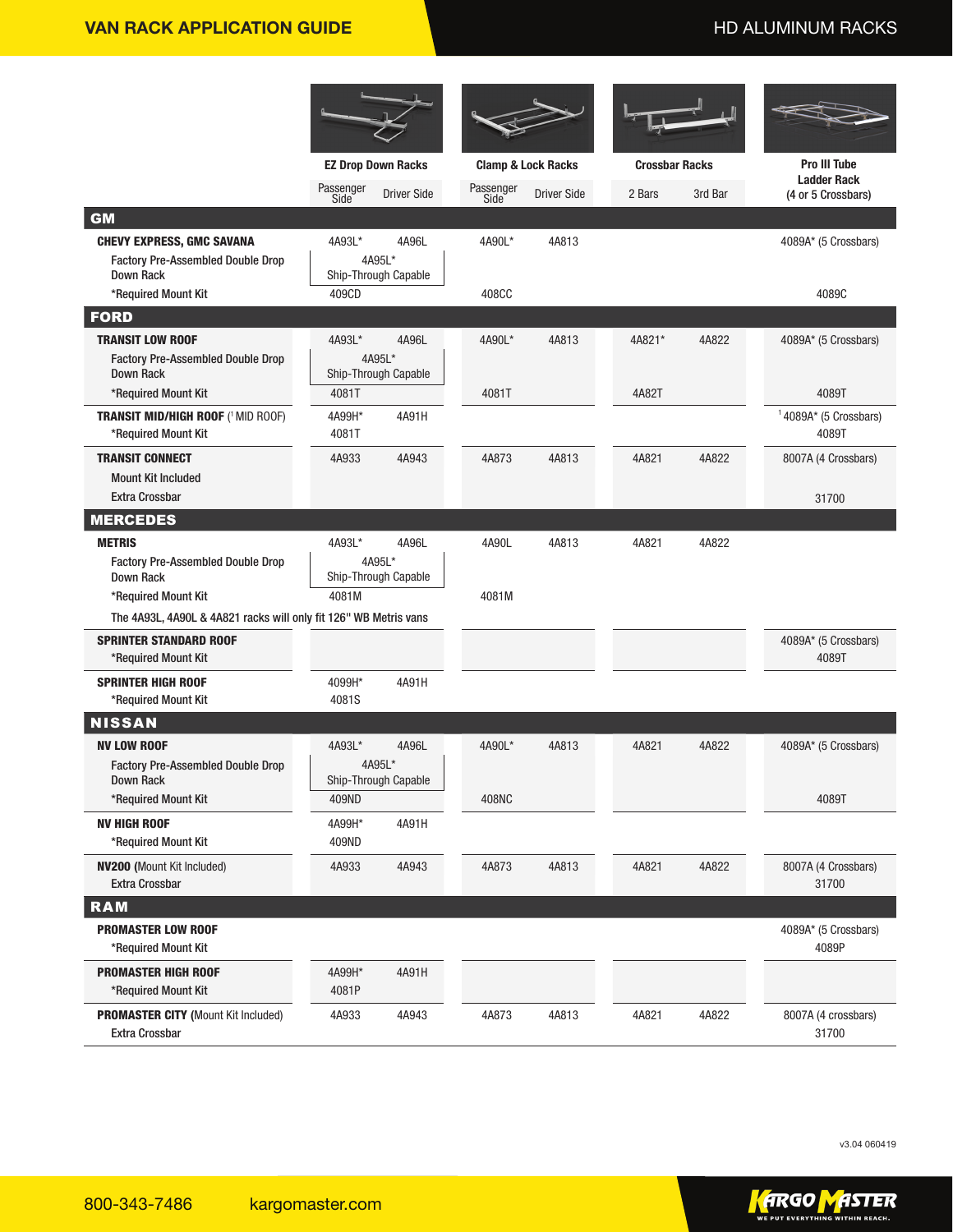# VAN RACK APPLICATION GUIDE

## HD ALUMINUM RACKS

| | EZ Drop Down Racks | | Clamp & Lock Racks | | Crossbar Racks | | Pro III Tube Ladder Rack (4 or 5 Crossbars) |
|---|---|---|---|---|---|---|---|
| | Passenger Side | Driver Side | Passenger Side | Driver Side | 2 Bars | 3rd Bar | |
| **GM** | | | | | | | |
| **CHEVY EXPRESS, GMC SAVANA** | 4A93L* | 4A96L | 4A90L* | 4A813 | | | 4089A* (5 Crossbars) |
| Factory Pre-Assembled Double Drop Down Rack | 4A95L* Ship-Through Capable | | | | | | |
| *Required Mount Kit | 409CD | | 408CC | | | | 4089C |
| **FORD** | | | | | | | |
| **TRANSIT LOW ROOF** | 4A93L* | 4A96L | 4A90L* | 4A813 | 4A821* | 4A822 | 4089A* (5 Crossbars) |
| Factory Pre-Assembled Double Drop Down Rack | 4A95L* Ship-Through Capable | | | | | | |
| *Required Mount Kit | 4081T | | 4081T | | 4A82T | | 4089T |
| **TRANSIT MID/HIGH ROOF** ([1] MID ROOF) | 4A99H* | 4A91H | | | | | [1] 4089A* (5 Crossbars) |
| *Required Mount Kit | 4081T | | | | | | 4089T |
| **TRANSIT CONNECT** | 4A933 | 4A943 | 4A873 | 4A813 | 4A821 | 4A822 | 8007A (4 Crossbars) |
| Mount Kit Included | | | | | | | |
| Extra Crossbar | | | | | | | 31700 |
| **MERCEDES** | | | | | | | |
| **METRIS** | 4A93L* | 4A96L | 4A90L | 4A813 | 4A821 | 4A822 | |
| Factory Pre-Assembled Double Drop Down Rack | 4A95L* Ship-Through Capable | | | | | | |
| *Required Mount Kit | 4081M | | 4081M | | | | |
| The 4A93L, 4A90L & 4A821 racks will only fit 126" WB Metris vans | | | | | | | |
| **SPRINTER STANDARD ROOF** | | | | | | | 4089A* (5 Crossbars) |
| *Required Mount Kit | | | | | | | 4089T |
| **SPRINTER HIGH ROOF** | 4099H* | 4A91H | | | | | |
| *Required Mount Kit | 4081S | | | | | | |
| **NISSAN** | | | | | | | |
| **NV LOW ROOF** | 4A93L* | 4A96L | 4A90L* | 4A813 | 4A821 | 4A822 | 4089A* (5 Crossbars) |
| Factory Pre-Assembled Double Drop Down Rack | 4A95L* Ship-Through Capable | | | | | | |
| *Required Mount Kit | 409ND | | 408NC | | | | 4089T |
| **NV HIGH ROOF** | 4A99H* | 4A91H | | | | | |
| *Required Mount Kit | 409ND | | | | | | |
| **NV200** (Mount Kit Included) | 4A933 | 4A943 | 4A873 | 4A813 | 4A821 | 4A822 | 8007A (4 Crossbars) |
| Extra Crossbar | | | | | | | 31700 |
| **RAM** | | | | | | | |
| **PROMASTER LOW ROOF** | | | | | | | 4089A* (5 Crossbars) |
| *Required Mount Kit | | | | | | | 4089P |
| **PROMASTER HIGH ROOF** | 4A99H* | 4A91H | | | | | |
| *Required Mount Kit | 4081P | | | | | | |
| **PROMASTER CITY** (Mount Kit Included) | 4A933 | 4A943 | 4A873 | 4A813 | 4A821 | 4A822 | 8007A (4 crossbars) |
| Extra Crossbar | | | | | | | 31700 |

v3.04 060419

800-343-7486 kargomaster.com

KARGO MASTER — WE PUT EVERYTHING WITHIN REACH.